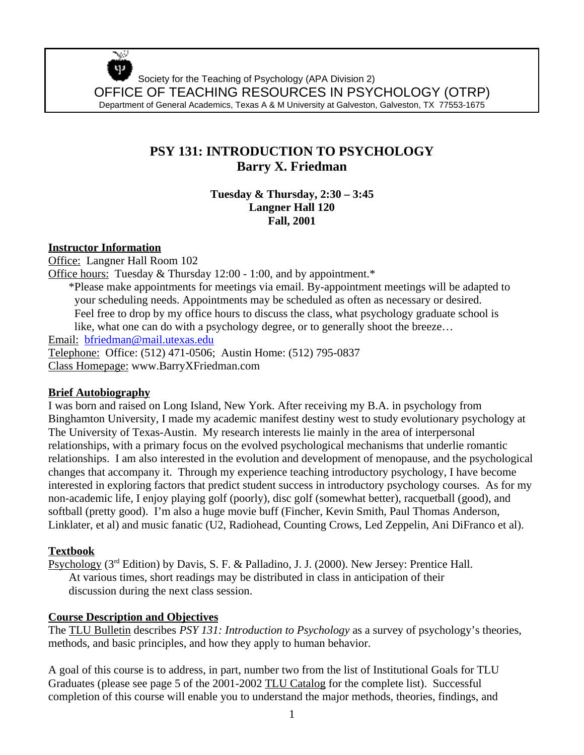Society for the Teaching of Psychology (APA Division 2)

OFFICE OF TEACHING RESOURCES IN PSYCHOLOGY (OTRP)

Department of General Academics, Texas A & M University at Galveston, Galveston, TX 77553-1675

# PSY 131: INTRODUCTION TO PSYCHOLOGY
# Barry X. Friedman

**Tuesday & Thursday, 2:30 – 3:45**
**Langner Hall 120**
**Fall, 2001**

## Instructor Information

Office: Langner Hall Room 102

Office hours: Tuesday & Thursday 12:00 - 1:00, and by appointment.*

*Please make appointments for meetings via email. By-appointment meetings will be adapted to your scheduling needs. Appointments may be scheduled as often as necessary or desired. Feel free to drop by my office hours to discuss the class, what psychology graduate school is like, what one can do with a psychology degree, or to generally shoot the breeze…

Email: bfriedman@mail.utexas.edu

Telephone: Office: (512) 471-0506; Austin Home: (512) 795-0837

Class Homepage: www.BarryXFriedman.com

## Brief Autobiography

I was born and raised on Long Island, New York. After receiving my B.A. in psychology from Binghamton University, I made my academic manifest destiny west to study evolutionary psychology at The University of Texas-Austin. My research interests lie mainly in the area of interpersonal relationships, with a primary focus on the evolved psychological mechanisms that underlie romantic relationships. I am also interested in the evolution and development of menopause, and the psychological changes that accompany it. Through my experience teaching introductory psychology, I have become interested in exploring factors that predict student success in introductory psychology courses. As for my non-academic life, I enjoy playing golf (poorly), disc golf (somewhat better), racquetball (good), and softball (pretty good). I'm also a huge movie buff (Fincher, Kevin Smith, Paul Thomas Anderson, Linklater, et al) and music fanatic (U2, Radiohead, Counting Crows, Led Zeppelin, Ani DiFranco et al).

## Textbook

Psychology (3rd Edition) by Davis, S. F. & Palladino, J. J. (2000). New Jersey: Prentice Hall.

At various times, short readings may be distributed in class in anticipation of their discussion during the next class session.

## Course Description and Objectives

The TLU Bulletin describes *PSY 131: Introduction to Psychology* as a survey of psychology's theories, methods, and basic principles, and how they apply to human behavior.

A goal of this course is to address, in part, number two from the list of Institutional Goals for TLU Graduates (please see page 5 of the 2001-2002 TLU Catalog for the complete list). Successful completion of this course will enable you to understand the major methods, theories, findings, and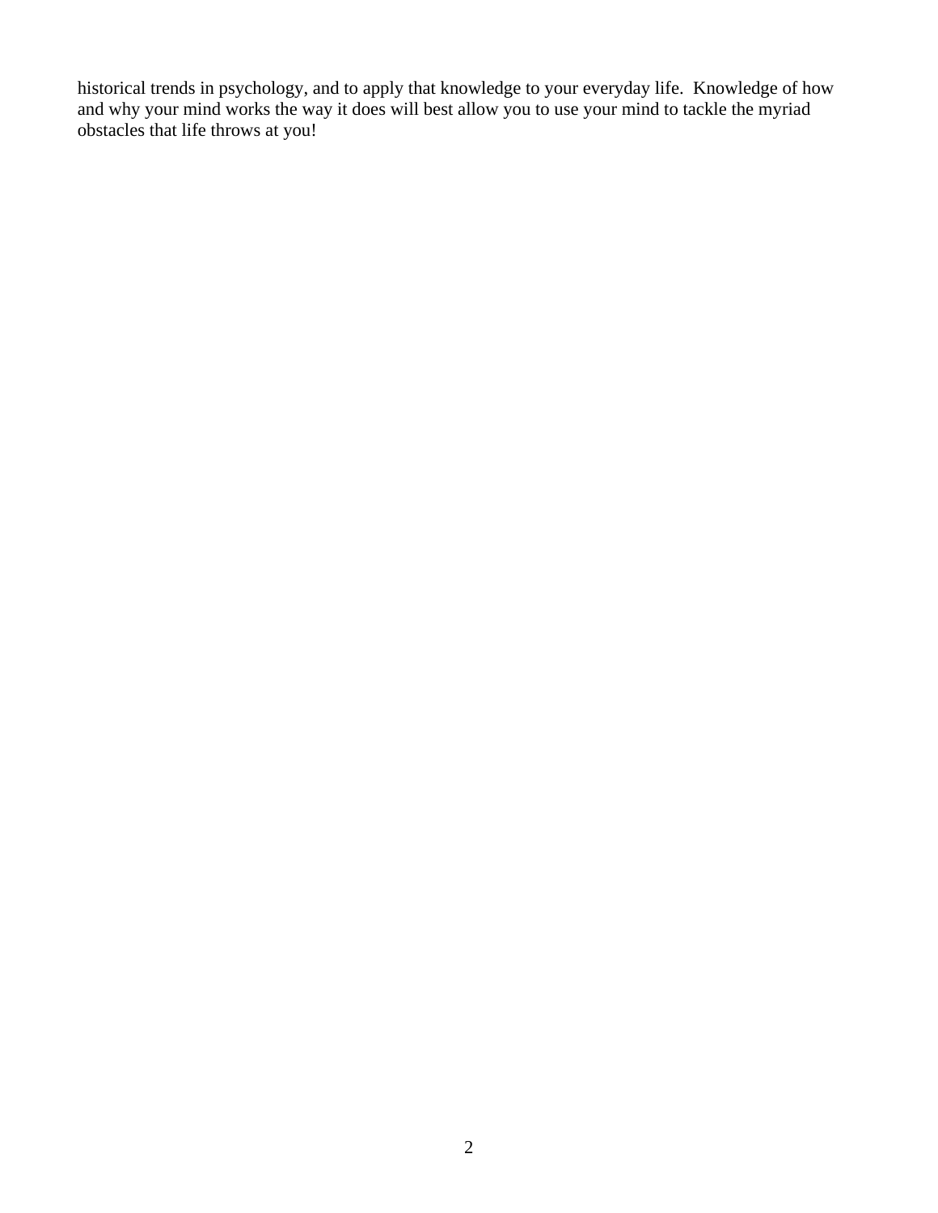historical trends in psychology, and to apply that knowledge to your everyday life. Knowledge of how and why your mind works the way it does will best allow you to use your mind to tackle the myriad obstacles that life throws at you!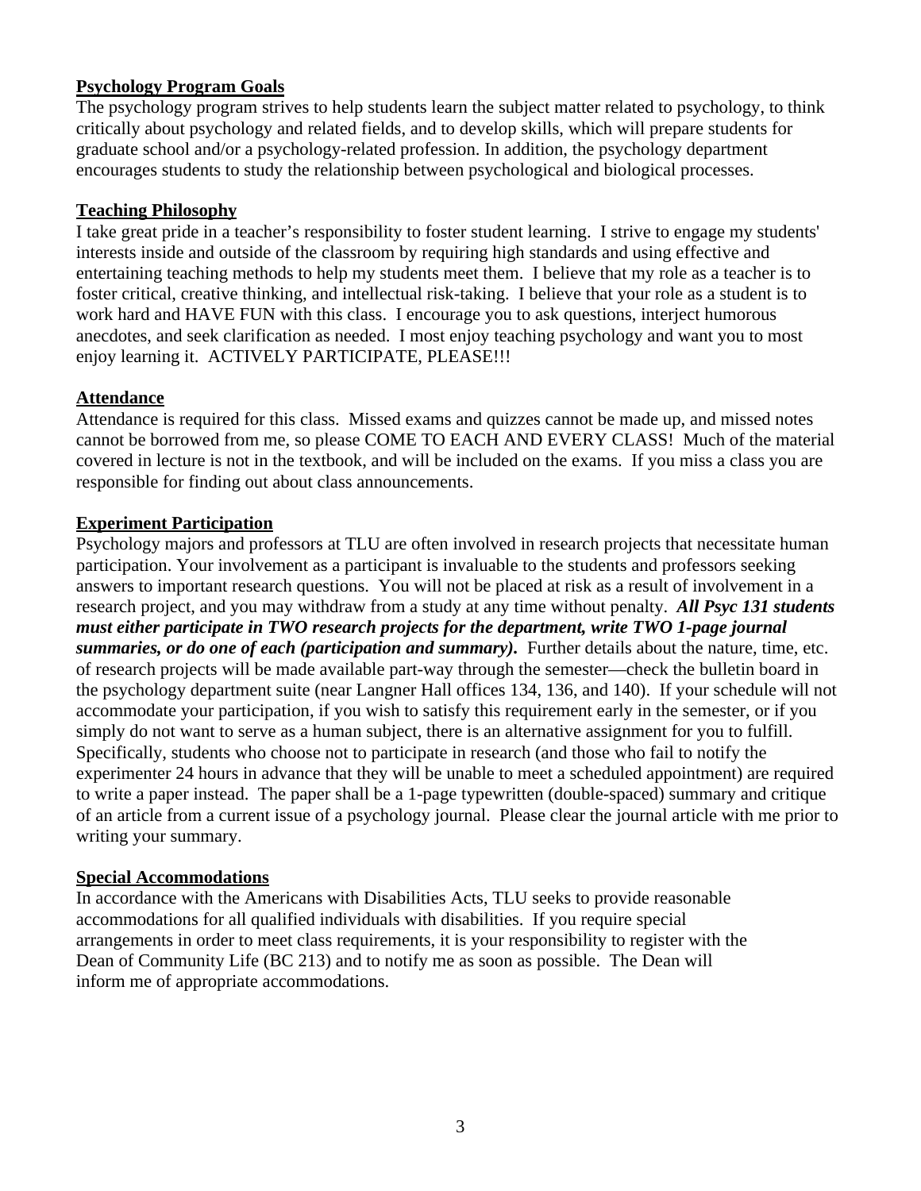**Psychology Program Goals**

The psychology program strives to help students learn the subject matter related to psychology, to think critically about psychology and related fields, and to develop skills, which will prepare students for graduate school and/or a psychology-related profession. In addition, the psychology department encourages students to study the relationship between psychological and biological processes.

**Teaching Philosophy**

I take great pride in a teacher's responsibility to foster student learning. I strive to engage my students' interests inside and outside of the classroom by requiring high standards and using effective and entertaining teaching methods to help my students meet them. I believe that my role as a teacher is to foster critical, creative thinking, and intellectual risk-taking. I believe that your role as a student is to work hard and HAVE FUN with this class. I encourage you to ask questions, interject humorous anecdotes, and seek clarification as needed. I most enjoy teaching psychology and want you to most enjoy learning it. ACTIVELY PARTICIPATE, PLEASE!!!

**Attendance**

Attendance is required for this class. Missed exams and quizzes cannot be made up, and missed notes cannot be borrowed from me, so please COME TO EACH AND EVERY CLASS! Much of the material covered in lecture is not in the textbook, and will be included on the exams. If you miss a class you are responsible for finding out about class announcements.

**Experiment Participation**

Psychology majors and professors at TLU are often involved in research projects that necessitate human participation. Your involvement as a participant is invaluable to the students and professors seeking answers to important research questions. You will not be placed at risk as a result of involvement in a research project, and you may withdraw from a study at any time without penalty. ***All Psyc 131 students must either participate in TWO research projects for the department, write TWO 1-page journal summaries, or do one of each (participation and summary).*** Further details about the nature, time, etc. of research projects will be made available part-way through the semester—check the bulletin board in the psychology department suite (near Langner Hall offices 134, 136, and 140). If your schedule will not accommodate your participation, if you wish to satisfy this requirement early in the semester, or if you simply do not want to serve as a human subject, there is an alternative assignment for you to fulfill. Specifically, students who choose not to participate in research (and those who fail to notify the experimenter 24 hours in advance that they will be unable to meet a scheduled appointment) are required to write a paper instead. The paper shall be a 1-page typewritten (double-spaced) summary and critique of an article from a current issue of a psychology journal. Please clear the journal article with me prior to writing your summary.

**Special Accommodations**

In accordance with the Americans with Disabilities Acts, TLU seeks to provide reasonable accommodations for all qualified individuals with disabilities. If you require special arrangements in order to meet class requirements, it is your responsibility to register with the Dean of Community Life (BC 213) and to notify me as soon as possible. The Dean will inform me of appropriate accommodations.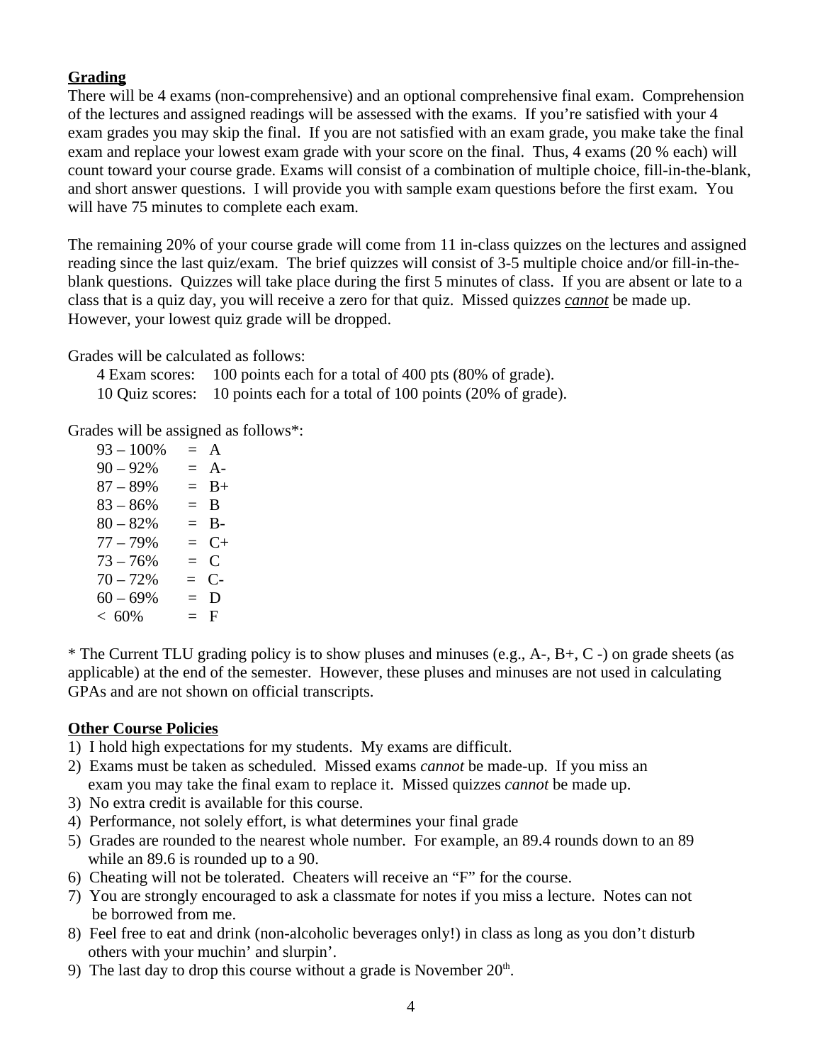**Grading**

There will be 4 exams (non-comprehensive) and an optional comprehensive final exam. Comprehension of the lectures and assigned readings will be assessed with the exams. If you're satisfied with your 4 exam grades you may skip the final. If you are not satisfied with an exam grade, you make take the final exam and replace your lowest exam grade with your score on the final. Thus, 4 exams (20 % each) will count toward your course grade. Exams will consist of a combination of multiple choice, fill-in-the-blank, and short answer questions. I will provide you with sample exam questions before the first exam. You will have 75 minutes to complete each exam.

The remaining 20% of your course grade will come from 11 in-class quizzes on the lectures and assigned reading since the last quiz/exam. The brief quizzes will consist of 3-5 multiple choice and/or fill-in-the-blank questions. Quizzes will take place during the first 5 minutes of class. If you are absent or late to a class that is a quiz day, you will receive a zero for that quiz. Missed quizzes ***cannot*** be made up. However, your lowest quiz grade will be dropped.

Grades will be calculated as follows:

4 Exam scores: 100 points each for a total of 400 pts (80% of grade).
10 Quiz scores: 10 points each for a total of 100 points (20% of grade).

Grades will be assigned as follows*:

| Range | | Grade |
|---|---|---|
| 93 – 100% | = | A |
| 90 – 92% | = | A- |
| 87 – 89% | = | B+ |
| 83 – 86% | = | B |
| 80 – 82% | = | B- |
| 77 – 79% | = | C+ |
| 73 – 76% | = | C |
| 70 – 72% | = | C- |
| 60 – 69% | = | D |
| < 60% | = | F |

* The Current TLU grading policy is to show pluses and minuses (e.g., A-, B+, C -) on grade sheets (as applicable) at the end of the semester. However, these pluses and minuses are not used in calculating GPAs and are not shown on official transcripts.

**Other Course Policies**

1) I hold high expectations for my students. My exams are difficult.
2) Exams must be taken as scheduled. Missed exams *cannot* be made-up. If you miss an exam you may take the final exam to replace it. Missed quizzes *cannot* be made up.
3) No extra credit is available for this course.
4) Performance, not solely effort, is what determines your final grade
5) Grades are rounded to the nearest whole number. For example, an 89.4 rounds down to an 89 while an 89.6 is rounded up to a 90.
6) Cheating will not be tolerated. Cheaters will receive an "F" for the course.
7) You are strongly encouraged to ask a classmate for notes if you miss a lecture. Notes can not be borrowed from me.
8) Feel free to eat and drink (non-alcoholic beverages only!) in class as long as you don't disturb others with your muchin' and slurpin'.
9) The last day to drop this course without a grade is November 20th.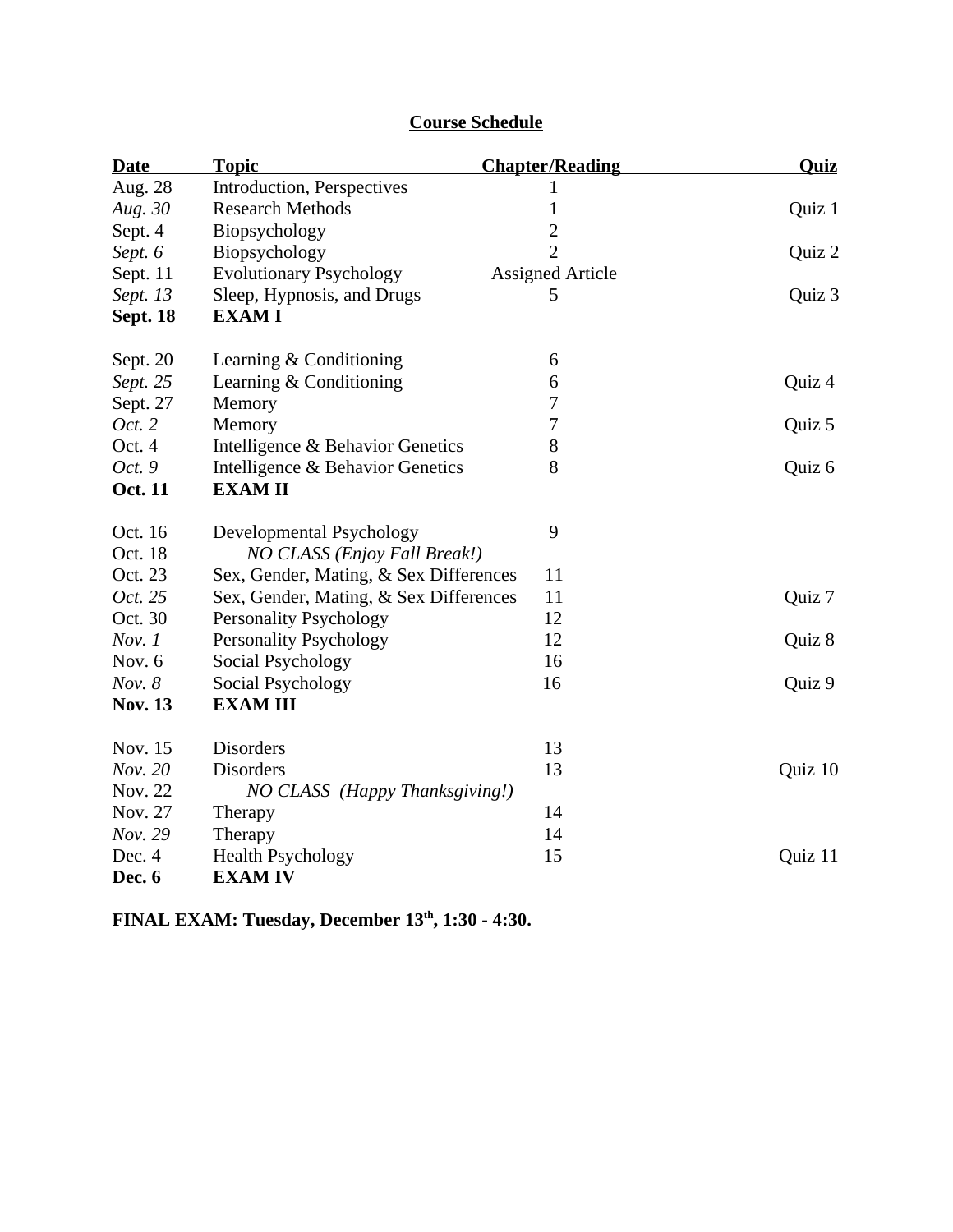# Course Schedule

| Date | Topic | Chapter/Reading | Quiz |
|---|---|---|---|
| Aug. 28 | Introduction, Perspectives | 1 | |
| *Aug. 30* | Research Methods | 1 | Quiz 1 |
| Sept. 4 | Biopsychology | 2 | |
| *Sept. 6* | Biopsychology | 2 | Quiz 2 |
| Sept. 11 | Evolutionary Psychology | Assigned Article | |
| *Sept. 13* | Sleep, Hypnosis, and Drugs | 5 | Quiz 3 |
| **Sept. 18** | **EXAM I** | | |
| | | | |
| Sept. 20 | Learning & Conditioning | 6 | |
| *Sept. 25* | Learning & Conditioning | 6 | Quiz 4 |
| Sept. 27 | Memory | 7 | |
| *Oct. 2* | Memory | 7 | Quiz 5 |
| Oct. 4 | Intelligence & Behavior Genetics | 8 | |
| *Oct. 9* | Intelligence & Behavior Genetics | 8 | Quiz 6 |
| **Oct. 11** | **EXAM II** | | |
| | | | |
| Oct. 16 | Developmental Psychology | 9 | |
| Oct. 18 | *NO CLASS (Enjoy Fall Break!)* | | |
| Oct. 23 | Sex, Gender, Mating, & Sex Differences | 11 | |
| *Oct. 25* | Sex, Gender, Mating, & Sex Differences | 11 | Quiz 7 |
| Oct. 30 | Personality Psychology | 12 | |
| *Nov. 1* | Personality Psychology | 12 | Quiz 8 |
| Nov. 6 | Social Psychology | 16 | |
| *Nov. 8* | Social Psychology | 16 | Quiz 9 |
| **Nov. 13** | **EXAM III** | | |
| | | | |
| Nov. 15 | Disorders | 13 | |
| *Nov. 20* | Disorders | 13 | Quiz 10 |
| Nov. 22 | *NO CLASS (Happy Thanksgiving!)* | | |
| Nov. 27 | Therapy | 14 | |
| *Nov. 29* | Therapy | 14 | |
| Dec. 4 | Health Psychology | 15 | Quiz 11 |
| **Dec. 6** | **EXAM IV** | | |

**FINAL EXAM: Tuesday, December 13th, 1:30 - 4:30.**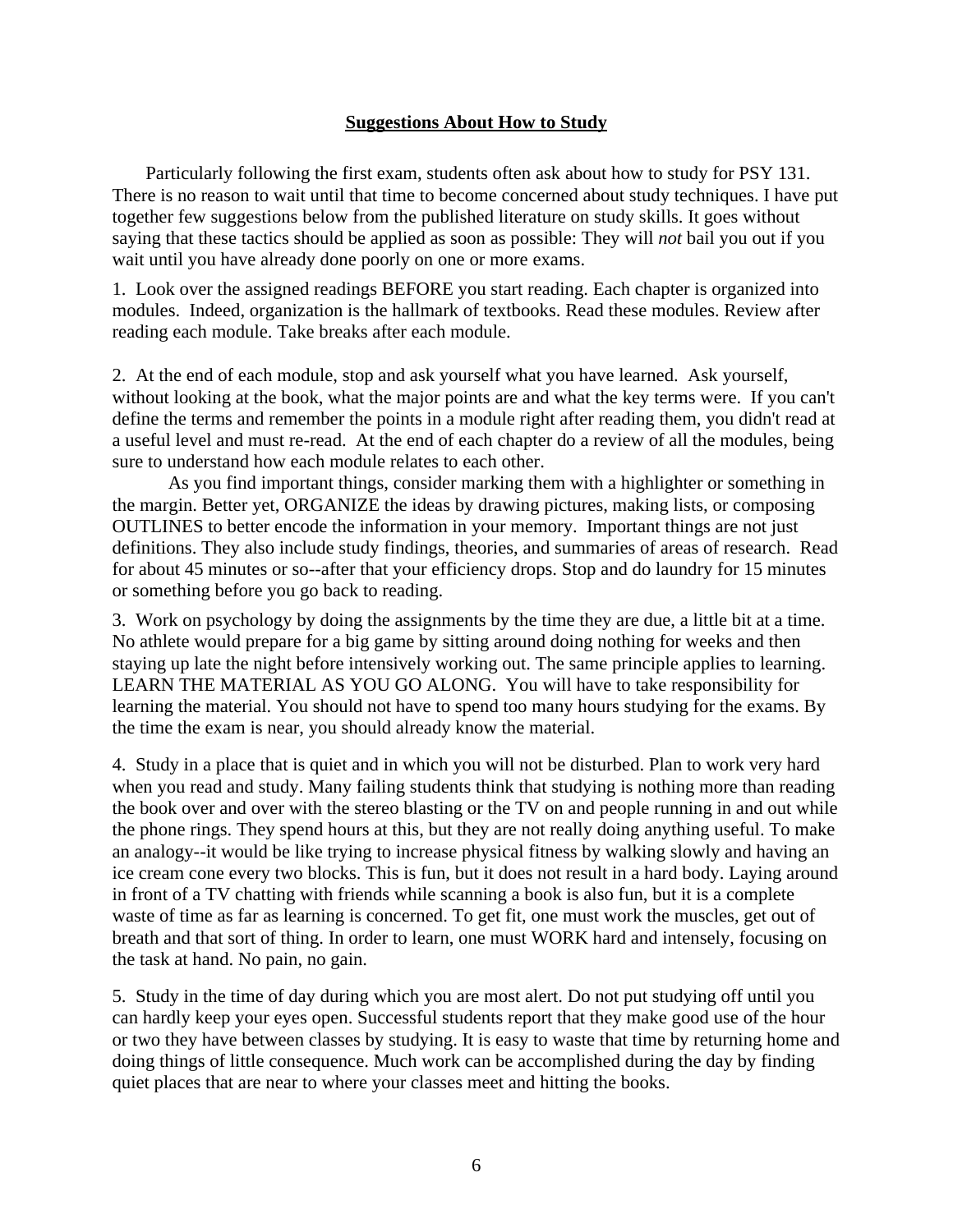## **Suggestions About How to Study**

Particularly following the first exam, students often ask about how to study for PSY 131. There is no reason to wait until that time to become concerned about study techniques. I have put together few suggestions below from the published literature on study skills. It goes without saying that these tactics should be applied as soon as possible: They will *not* bail you out if you wait until you have already done poorly on one or more exams.

1. Look over the assigned readings BEFORE you start reading. Each chapter is organized into modules. Indeed, organization is the hallmark of textbooks. Read these modules. Review after reading each module. Take breaks after each module.

2. At the end of each module, stop and ask yourself what you have learned. Ask yourself, without looking at the book, what the major points are and what the key terms were. If you can't define the terms and remember the points in a module right after reading them, you didn't read at a useful level and must re-read. At the end of each chapter do a review of all the modules, being sure to understand how each module relates to each other.

   As you find important things, consider marking them with a highlighter or something in the margin. Better yet, ORGANIZE the ideas by drawing pictures, making lists, or composing OUTLINES to better encode the information in your memory. Important things are not just definitions. They also include study findings, theories, and summaries of areas of research. Read for about 45 minutes or so--after that your efficiency drops. Stop and do laundry for 15 minutes or something before you go back to reading.

3. Work on psychology by doing the assignments by the time they are due, a little bit at a time. No athlete would prepare for a big game by sitting around doing nothing for weeks and then staying up late the night before intensively working out. The same principle applies to learning. LEARN THE MATERIAL AS YOU GO ALONG. You will have to take responsibility for learning the material. You should not have to spend too many hours studying for the exams. By the time the exam is near, you should already know the material.

4. Study in a place that is quiet and in which you will not be disturbed. Plan to work very hard when you read and study. Many failing students think that studying is nothing more than reading the book over and over with the stereo blasting or the TV on and people running in and out while the phone rings. They spend hours at this, but they are not really doing anything useful. To make an analogy--it would be like trying to increase physical fitness by walking slowly and having an ice cream cone every two blocks. This is fun, but it does not result in a hard body. Laying around in front of a TV chatting with friends while scanning a book is also fun, but it is a complete waste of time as far as learning is concerned. To get fit, one must work the muscles, get out of breath and that sort of thing. In order to learn, one must WORK hard and intensely, focusing on the task at hand. No pain, no gain.

5. Study in the time of day during which you are most alert. Do not put studying off until you can hardly keep your eyes open. Successful students report that they make good use of the hour or two they have between classes by studying. It is easy to waste that time by returning home and doing things of little consequence. Much work can be accomplished during the day by finding quiet places that are near to where your classes meet and hitting the books.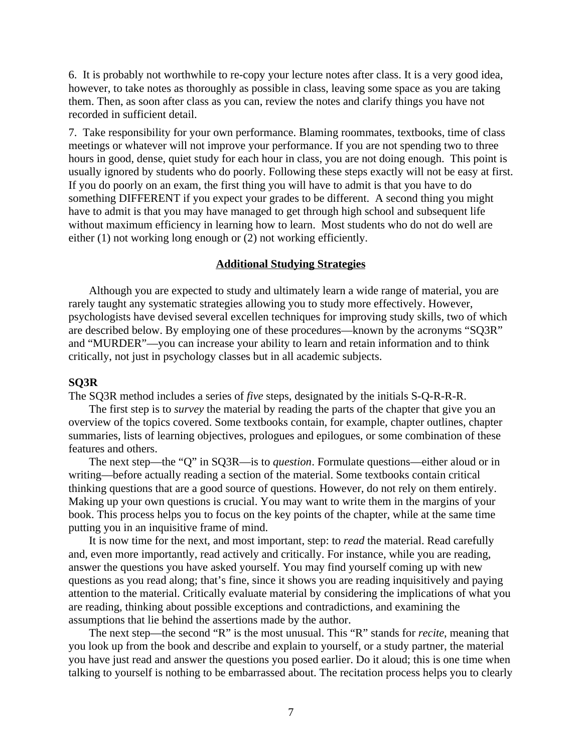6. It is probably not worthwhile to re-copy your lecture notes after class. It is a very good idea, however, to take notes as thoroughly as possible in class, leaving some space as you are taking them. Then, as soon after class as you can, review the notes and clarify things you have not recorded in sufficient detail.

7. Take responsibility for your own performance. Blaming roommates, textbooks, time of class meetings or whatever will not improve your performance. If you are not spending two to three hours in good, dense, quiet study for each hour in class, you are not doing enough. This point is usually ignored by students who do poorly. Following these steps exactly will not be easy at first. If you do poorly on an exam, the first thing you will have to admit is that you have to do something DIFFERENT if you expect your grades to be different. A second thing you might have to admit is that you may have managed to get through high school and subsequent life without maximum efficiency in learning how to learn. Most students who do not do well are either (1) not working long enough or (2) not working efficiently.

## Additional Studying Strategies

Although you are expected to study and ultimately learn a wide range of material, you are rarely taught any systematic strategies allowing you to study more effectively. However, psychologists have devised several excellen techniques for improving study skills, two of which are described below. By employing one of these procedures—known by the acronyms "SQ3R" and "MURDER"—you can increase your ability to learn and retain information and to think critically, not just in psychology classes but in all academic subjects.

### SQ3R

The SQ3R method includes a series of *five* steps, designated by the initials S-Q-R-R-R.

The first step is to *survey* the material by reading the parts of the chapter that give you an overview of the topics covered. Some textbooks contain, for example, chapter outlines, chapter summaries, lists of learning objectives, prologues and epilogues, or some combination of these features and others.

The next step—the "Q" in SQ3R—is to *question*. Formulate questions—either aloud or in writing—before actually reading a section of the material. Some textbooks contain critical thinking questions that are a good source of questions. However, do not rely on them entirely. Making up your own questions is crucial. You may want to write them in the margins of your book. This process helps you to focus on the key points of the chapter, while at the same time putting you in an inquisitive frame of mind.

It is now time for the next, and most important, step: to *read* the material. Read carefully and, even more importantly, read actively and critically. For instance, while you are reading, answer the questions you have asked yourself. You may find yourself coming up with new questions as you read along; that's fine, since it shows you are reading inquisitively and paying attention to the material. Critically evaluate material by considering the implications of what you are reading, thinking about possible exceptions and contradictions, and examining the assumptions that lie behind the assertions made by the author.

The next step—the second "R" is the most unusual. This "R" stands for *recite*, meaning that you look up from the book and describe and explain to yourself, or a study partner, the material you have just read and answer the questions you posed earlier. Do it aloud; this is one time when talking to yourself is nothing to be embarrassed about. The recitation process helps you to clearly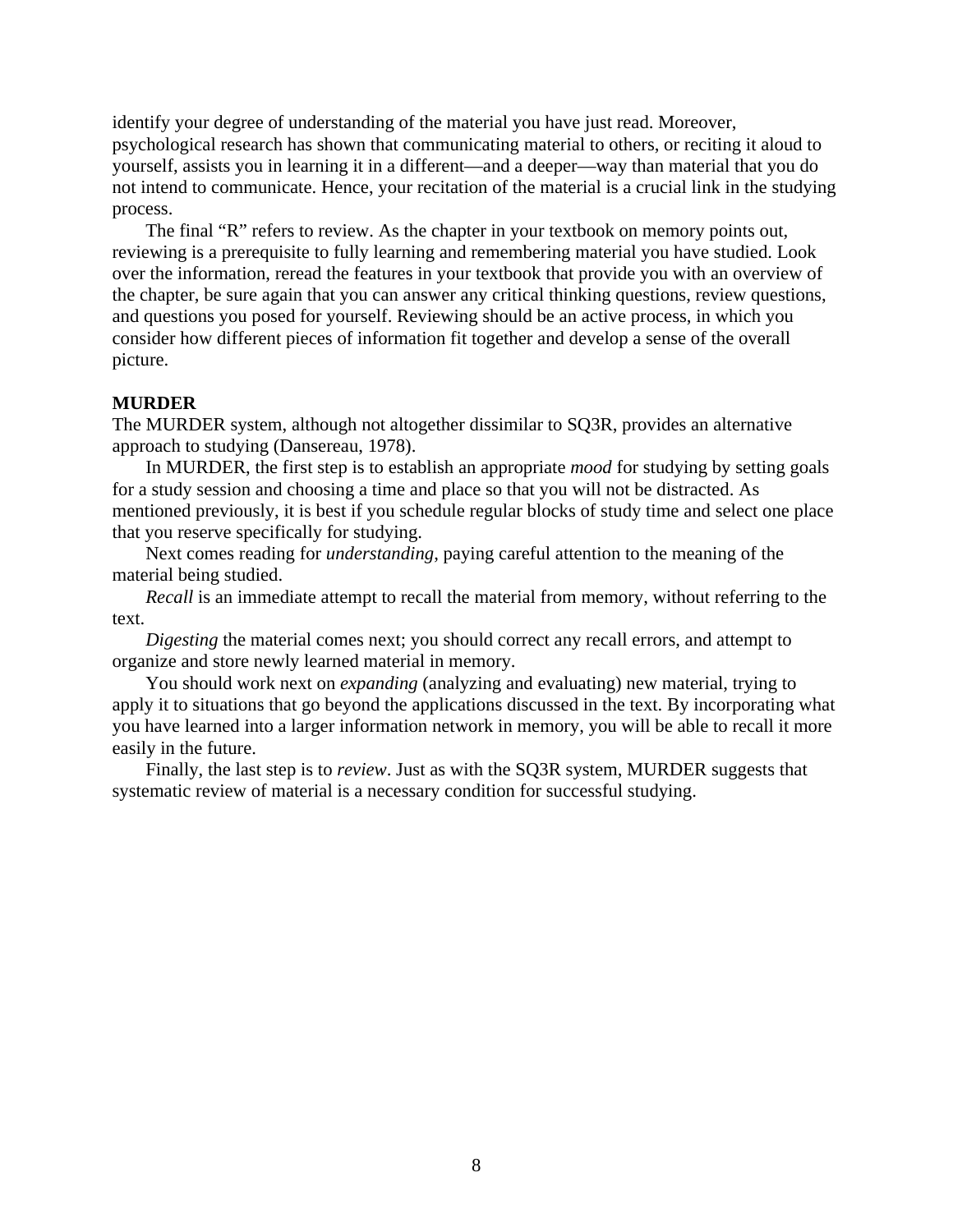identify your degree of understanding of the material you have just read. Moreover, psychological research has shown that communicating material to others, or reciting it aloud to yourself, assists you in learning it in a different—and a deeper—way than material that you do not intend to communicate. Hence, your recitation of the material is a crucial link in the studying process.

The final "R" refers to review. As the chapter in your textbook on memory points out, reviewing is a prerequisite to fully learning and remembering material you have studied. Look over the information, reread the features in your textbook that provide you with an overview of the chapter, be sure again that you can answer any critical thinking questions, review questions, and questions you posed for yourself. Reviewing should be an active process, in which you consider how different pieces of information fit together and develop a sense of the overall picture.

**MURDER**

The MURDER system, although not altogether dissimilar to SQ3R, provides an alternative approach to studying (Dansereau, 1978).

In MURDER, the first step is to establish an appropriate *mood* for studying by setting goals for a study session and choosing a time and place so that you will not be distracted. As mentioned previously, it is best if you schedule regular blocks of study time and select one place that you reserve specifically for studying.

Next comes reading for *understanding*, paying careful attention to the meaning of the material being studied.

*Recall* is an immediate attempt to recall the material from memory, without referring to the text.

*Digesting* the material comes next; you should correct any recall errors, and attempt to organize and store newly learned material in memory.

You should work next on *expanding* (analyzing and evaluating) new material, trying to apply it to situations that go beyond the applications discussed in the text. By incorporating what you have learned into a larger information network in memory, you will be able to recall it more easily in the future.

Finally, the last step is to *review*. Just as with the SQ3R system, MURDER suggests that systematic review of material is a necessary condition for successful studying.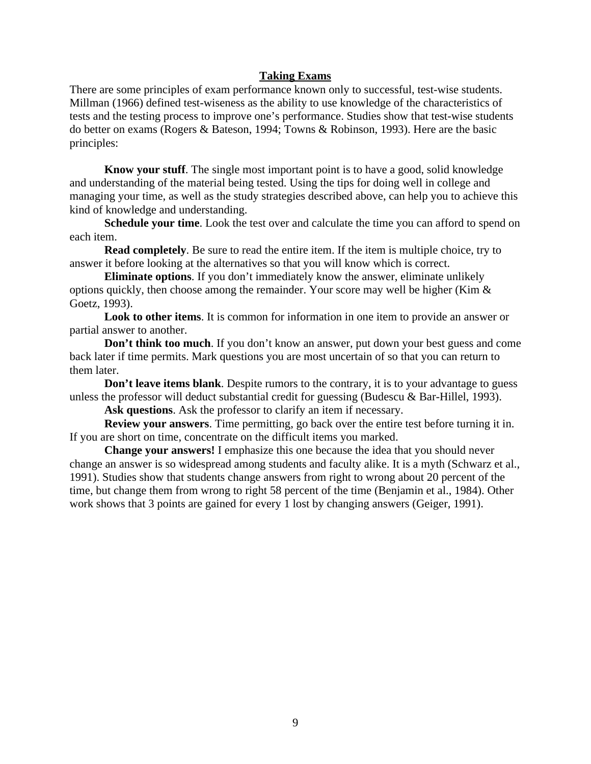## Taking Exams

There are some principles of exam performance known only to successful, test-wise students. Millman (1966) defined test-wiseness as the ability to use knowledge of the characteristics of tests and the testing process to improve one's performance. Studies show that test-wise students do better on exams (Rogers & Bateson, 1994; Towns & Robinson, 1993). Here are the basic principles:

**Know your stuff**. The single most important point is to have a good, solid knowledge and understanding of the material being tested. Using the tips for doing well in college and managing your time, as well as the study strategies described above, can help you to achieve this kind of knowledge and understanding.

**Schedule your time**. Look the test over and calculate the time you can afford to spend on each item.

**Read completely**. Be sure to read the entire item. If the item is multiple choice, try to answer it before looking at the alternatives so that you will know which is correct.

**Eliminate options**. If you don't immediately know the answer, eliminate unlikely options quickly, then choose among the remainder. Your score may well be higher (Kim & Goetz, 1993).

**Look to other items**. It is common for information in one item to provide an answer or partial answer to another.

**Don't think too much**. If you don't know an answer, put down your best guess and come back later if time permits. Mark questions you are most uncertain of so that you can return to them later.

**Don't leave items blank**. Despite rumors to the contrary, it is to your advantage to guess unless the professor will deduct substantial credit for guessing (Budescu & Bar-Hillel, 1993).

**Ask questions**. Ask the professor to clarify an item if necessary.

**Review your answers**. Time permitting, go back over the entire test before turning it in. If you are short on time, concentrate on the difficult items you marked.

**Change your answers!** I emphasize this one because the idea that you should never change an answer is so widespread among students and faculty alike. It is a myth (Schwarz et al., 1991). Studies show that students change answers from right to wrong about 20 percent of the time, but change them from wrong to right 58 percent of the time (Benjamin et al., 1984). Other work shows that 3 points are gained for every 1 lost by changing answers (Geiger, 1991).